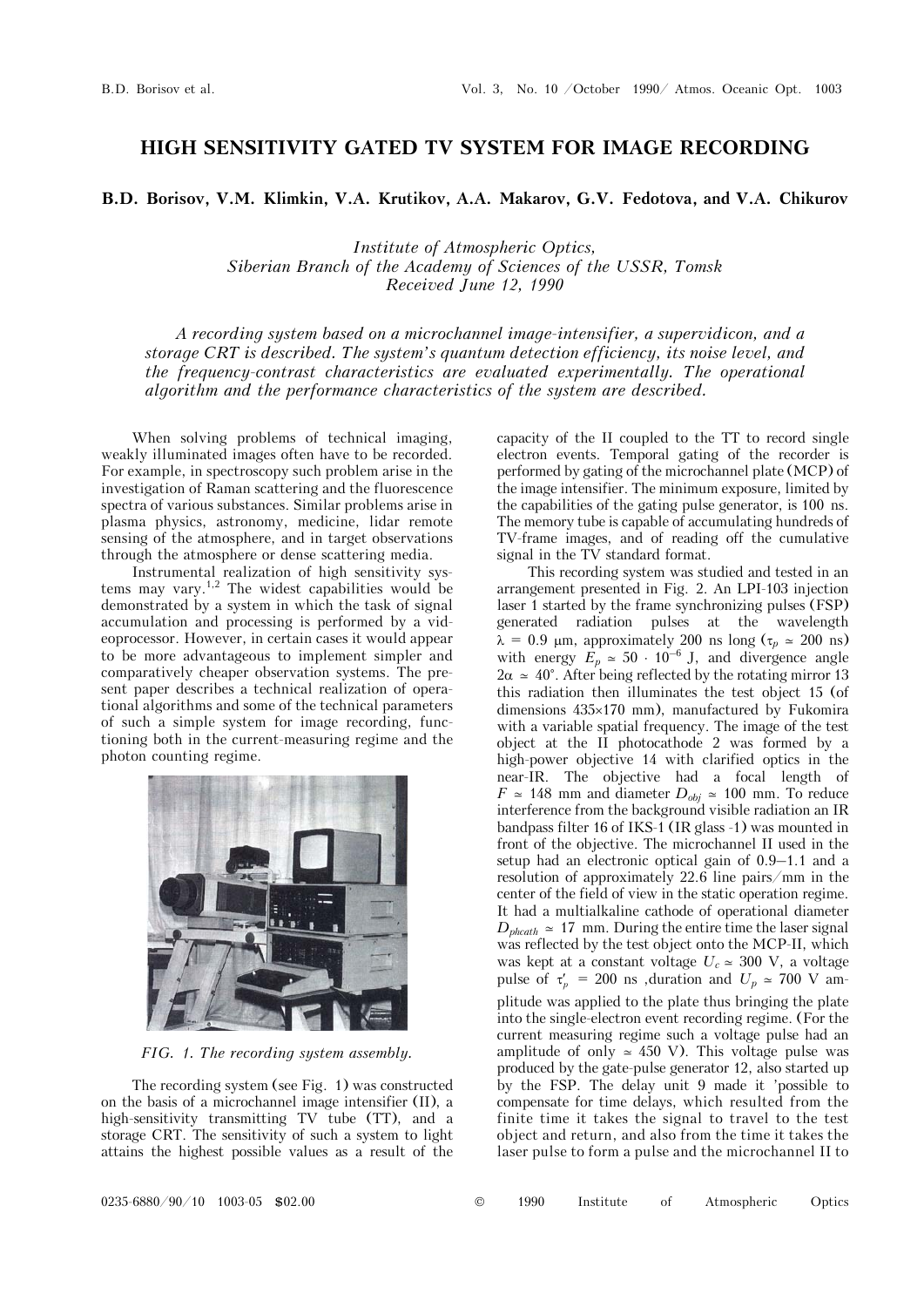# HIGH SENSITIVITY GATED TV SYSTEM FOR IMAGE RECORDING

**B.D. Borisov, V.M. Klimkin, V.A. Krutikov, A.A. Makarov, G.V. Fedotova, and V.A. Chikurov**

*Institute of Atmospheric Optics,*
*Siberian Branch of the Academy of Sciences of the USSR, Tomsk*
*Received June 12, 1990*

*A recording system based on a microchannel image-intensifier, a supervidicon, and a storage CRT is described. The system's quantum detection efficiency, its noise level, and the frequency-contrast characteristics are evaluated experimentally. The operational algorithm and the performance characteristics of the system are described.*

When solving problems of technical imaging, weakly illuminated images often have to be recorded. For example, in spectroscopy such problem arise in the investigation of Raman scattering and the fluorescence spectra of various substances. Similar problems arise in plasma physics, astronomy, medicine, lidar remote sensing of the atmosphere, and in target observations through the atmosphere or dense scattering media.

Instrumental realization of high sensitivity systems may vary.[1,2] The widest capabilities would be demonstrated by a system in which the task of signal accumulation and processing is performed by a videoprocessor. However, in certain cases it would appear to be more advantageous to implement simpler and comparatively cheaper observation systems. The present paper describes a technical realization of operational algorithms and some of the technical parameters of such a simple system for image recording, functioning both in the current-measuring regime and the photon counting regime.

*FIG. 1. The recording system assembly.*

The recording system (see Fig. 1) was constructed on the basis of a microchannel image intensifier (II), a high-sensitivity transmitting TV tube (TT), and a storage CRT. The sensitivity of such a system to light attains the highest possible values as a result of the capacity of the II coupled to the TT to record single electron events. Temporal gating of the recorder is performed by gating of the microchannel plate (MCP) of the image intensifier. The minimum exposure, limited by the capabilities of the gating pulse generator, is 100 ns. The memory tube is capable of accumulating hundreds of TV-frame images, and of reading off the cumulative signal in the TV standard format.

This recording system was studied and tested in an arrangement presented in Fig. 2. An LPI-103 injection laser 1 started by the frame synchronizing pulses (FSP) generated radiation pulses at the wavelength $\lambda$ = 0.9 μm, approximately 200 ns long ($\tau_p \simeq 200$ ns) with energy $E_p \simeq 50 \cdot 10^{-6}$ J, and divergence angle $2\alpha \simeq 40°$. After being reflected by the rotating mirror 13 this radiation then illuminates the test object 15 (of dimensions 435×170 mm), manufactured by Fukomira with a variable spatial frequency. The image of the test object at the II photocathode 2 was formed by a high-power objective 14 with clarified optics in the near-IR. The objective had a focal length of $F \simeq 148$ mm and diameter $D_{obj} \simeq 100$ mm. To reduce interference from the background visible radiation an IR bandpass filter 16 of IKS-1 (IR glass -1) was mounted in front of the objective. The microchannel II used in the setup had an electronic optical gain of 0.9–1.1 and a resolution of approximately 22.6 line pairs/mm in the center of the field of view in the static operation regime. It had a multialkaline cathode of operational diameter $D_{phcath} \simeq 17$ mm. During the entire time the laser signal was reflected by the test object onto the MCP-II, which was kept at a constant voltage $U_c \simeq 300$ V, a voltage pulse of $\tau'_p$ = 200 ns ,duration and $U_p \simeq 700$ V amplitude was applied to the plate thus bringing the plate into the single-electron event recording regime. (For the current measuring regime such a voltage pulse had an amplitude of only ≃ 450 V). This voltage pulse was produced by the gate-pulse generator 12, also started up by the FSP. The delay unit 9 made it 'possible to compensate for time delays, which resulted from the finite time it takes the signal to travel to the test object and return, and also from the time it takes the laser pulse to form a pulse and the microchannel II to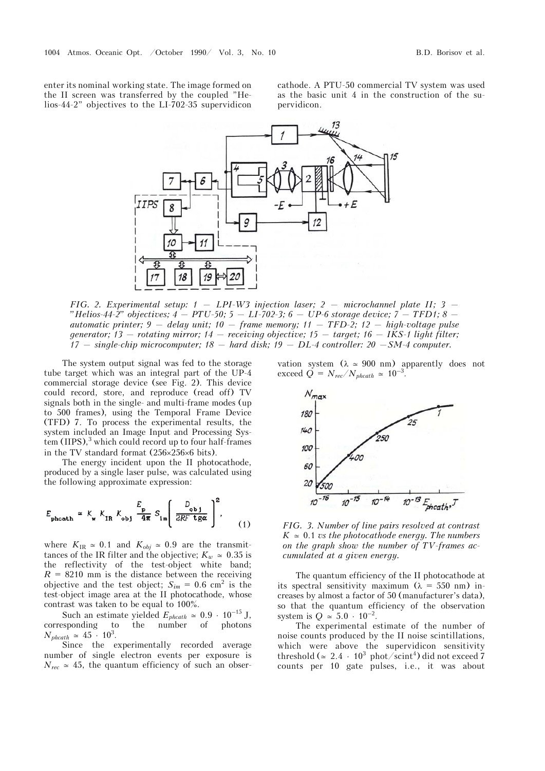enter its nominal working state. The image formed on the II screen was transferred by the coupled "Helios-44-2" objectives to the LI-702-35 supervidicon cathode. A PTU-50 commercial TV system was used as the basic unit 4 in the construction of the supervidicon.

*FIG. 2. Experimental setup: 1 — LPI-W3 injection laser; 2 — microchannel plate II; 3 — "Helios-44-2" objectives; 4 — PTU-50; 5 — LI-702-3; 6 — UP-6 storage device; 7 — TFD1; 8 — automatic printer; 9 — delay unit; 10 — frame memory; 11 — TFD-2; 12 — high-voltage pulse generator; 13 — rotating mirror; 14 — receiving objective; 15 — target; 16 — IKS-1 light filter; 17 — single-chip microcomputer; 18 — hard disk; 19 — DL-4 controller: 20 —SM-4 computer.*

The system output signal was fed to the storage tube target which was an integral part of the UP-4 commercial storage device (see Fig. 2). This device could record, store, and reproduce (read off) TV signals both in the single- and multi-frame modes (up to 500 frames), using the Temporal Frame Device (TFD) 7. To process the experimental results, the system included an Image Input and Processing System (IIPS),[3] which could record up to four half-frames in the TV standard format (256×256×6 bits).

The energy incident upon the II photocathode, produced by a single laser pulse, was calculated using the following approximate expression:

$$E_{\text{phcath}} \simeq K_w K_{IR} K_{obj} \frac{E_p}{4\pi} S_{im} \left( \frac{D_{obj}}{2RF \operatorname{tg}\alpha} \right)^2, \tag{1}$$

where $K_{IR} \simeq 0.1$ and $K_{obj} \simeq 0.9$ are the transmittances of the IR filter and the objective; $K_w \simeq 0.35$ is the reflectivity of the test-object white band; $R = 8210$ mm is the distance between the receiving objective and the test object; $S_{im} = 0.6$ cm$^2$ is the test-object image area at the II photocathode, whose contrast was taken to be equal to 100%.

Such an estimate yielded $E_{phcath} \simeq 0.9 \cdot 10^{-15}$ J, corresponding to the number of photons $N_{phcath} \simeq 45 \cdot 10^3$.

Since the experimentally recorded average number of single electron events per exposure is $N_{rec} \simeq 45$, the quantum efficiency of such an observation system ($\lambda \simeq 900$ nm) apparently does not exceed $Q = N_{rec}/N_{phcath} \simeq 10^{-3}$.

*FIG. 3. Number of line pairs resolved at contrast $K \simeq 0.1$ vs the photocathode energy. The numbers on the graph show the number of TV-frames accumulated at a given energy.*

The quantum efficiency of the II photocathode at its spectral sensitivity maximum ($\lambda = 550$ nm) increases by almost a factor of 50 (manufacturer's data), so that the quantum efficiency of the observation system is $Q \simeq 5.0 \cdot 10^{-2}$.

The experimental estimate of the number of noise counts produced by the II noise scintillations, which were above the supervidicon sensitivity threshold ($\simeq 2.4 \cdot 10^3$ phot/scint[4]) did not exceed 7 counts per 10 gate pulses, i.e., it was about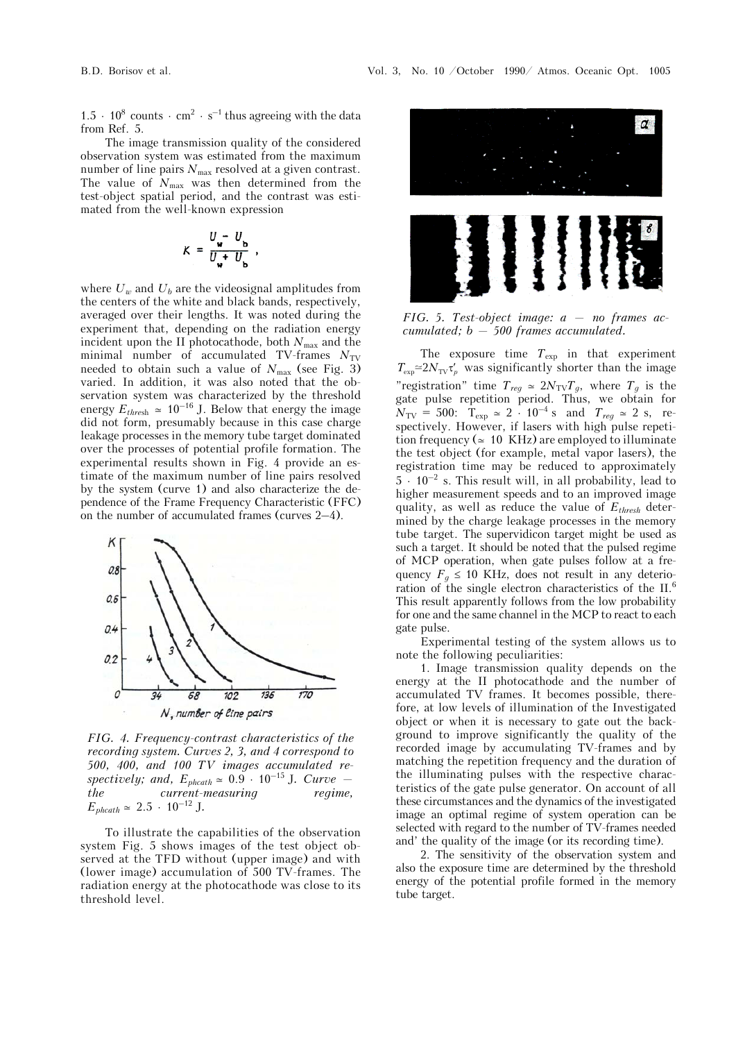$1.5 \cdot 10^8$ counts $\cdot$ cm$^2$ $\cdot$ s$^{-1}$ thus agreeing with the data from Ref. 5.

The image transmission quality of the considered observation system was estimated from the maximum number of line pairs $N_{max}$ resolved at a given contrast. The value of $N_{max}$ was then determined from the test-object spatial period, and the contrast was estimated from the well-known expression

$$K = \frac{U_w - U_b}{U_w + U_b},$$

where $U_w$ and $U_b$ are the videosignal amplitudes from the centers of the white and black bands, respectively, averaged over their lengths. It was noted during the experiment that, depending on the radiation energy incident upon the II photocathode, both $N_{max}$ and the minimal number of accumulated TV-frames $N_{TV}$ needed to obtain such a value of $N_{max}$ (see Fig. 3) varied. In addition, it was also noted that the observation system was characterized by the threshold energy $E_{thresh} \simeq 10^{-16}$ J. Below that energy the image did not form, presumably because in this case charge leakage processes in the memory tube target dominated over the processes of potential profile formation. The experimental results shown in Fig. 4 provide an estimate of the maximum number of line pairs resolved by the system (curve 1) and also characterize the dependence of the Frame Frequency Characteristic (FFC) on the number of accumulated frames (curves 2–4).

*FIG. 4. Frequency-contrast characteristics of the recording system. Curves 2, 3, and 4 correspond to 500, 400, and 100 TV images accumulated respectively; and, $E_{phcath} \simeq 0.9 \cdot 10^{-15}$ J. Curve – the current-measuring regime, $E_{phcath} \simeq 2.5 \cdot 10^{-12}$ J.*

To illustrate the capabilities of the observation system Fig. 5 shows images of the test object observed at the TFD without (upper image) and with (lower image) accumulation of 500 TV-frames. The radiation energy at the photocathode was close to its threshold level.

*FIG. 5. Test-object image: a – no frames accumulated; b – 500 frames accumulated.*

The exposure time $T_{exp}$ in that experiment $T_{exp} \simeq 2N_{TV}\tau'_p$ was significantly shorter than the image "registration" time $T_{reg} \simeq 2N_{TV}T_g$, where $T_g$ is the gate pulse repetition period. Thus, we obtain for $N_{TV} = 500$: $T_{exp} \simeq 2 \cdot 10^{-4}$ s and $T_{reg} \simeq 2$ s, respectively. However, if lasers with high pulse repetition frequency ($\simeq 10$ KHz) are employed to illuminate the test object (for example, metal vapor lasers), the registration time may be reduced to approximately $5 \cdot 10^{-2}$ s. This result will, in all probability, lead to higher measurement speeds and to an improved image quality, as well as reduce the value of $E_{thresh}$ determined by the charge leakage processes in the memory tube target. The supervidicon target might be used as such a target. It should be noted that the pulsed regime of MCP operation, when gate pulses follow at a frequency $F_g \leq 10$ KHz, does not result in any deterioration of the single electron characteristics of the II.[6] This result apparently follows from the low probability for one and the same channel in the MCP to react to each gate pulse.

Experimental testing of the system allows us to note the following peculiarities:

1. Image transmission quality depends on the energy at the II photocathode and the number of accumulated TV frames. It becomes possible, therefore, at low levels of illumination of the Investigated object or when it is necessary to gate out the background to improve significantly the quality of the recorded image by accumulating TV-frames and by matching the repetition frequency and the duration of the illuminating pulses with the respective characteristics of the gate pulse generator. On account of all these circumstances and the dynamics of the investigated image an optimal regime of system operation can be selected with regard to the number of TV-frames needed and' the quality of the image (or its recording time).

2. The sensitivity of the observation system and also the exposure time are determined by the threshold energy of the potential profile formed in the memory tube target.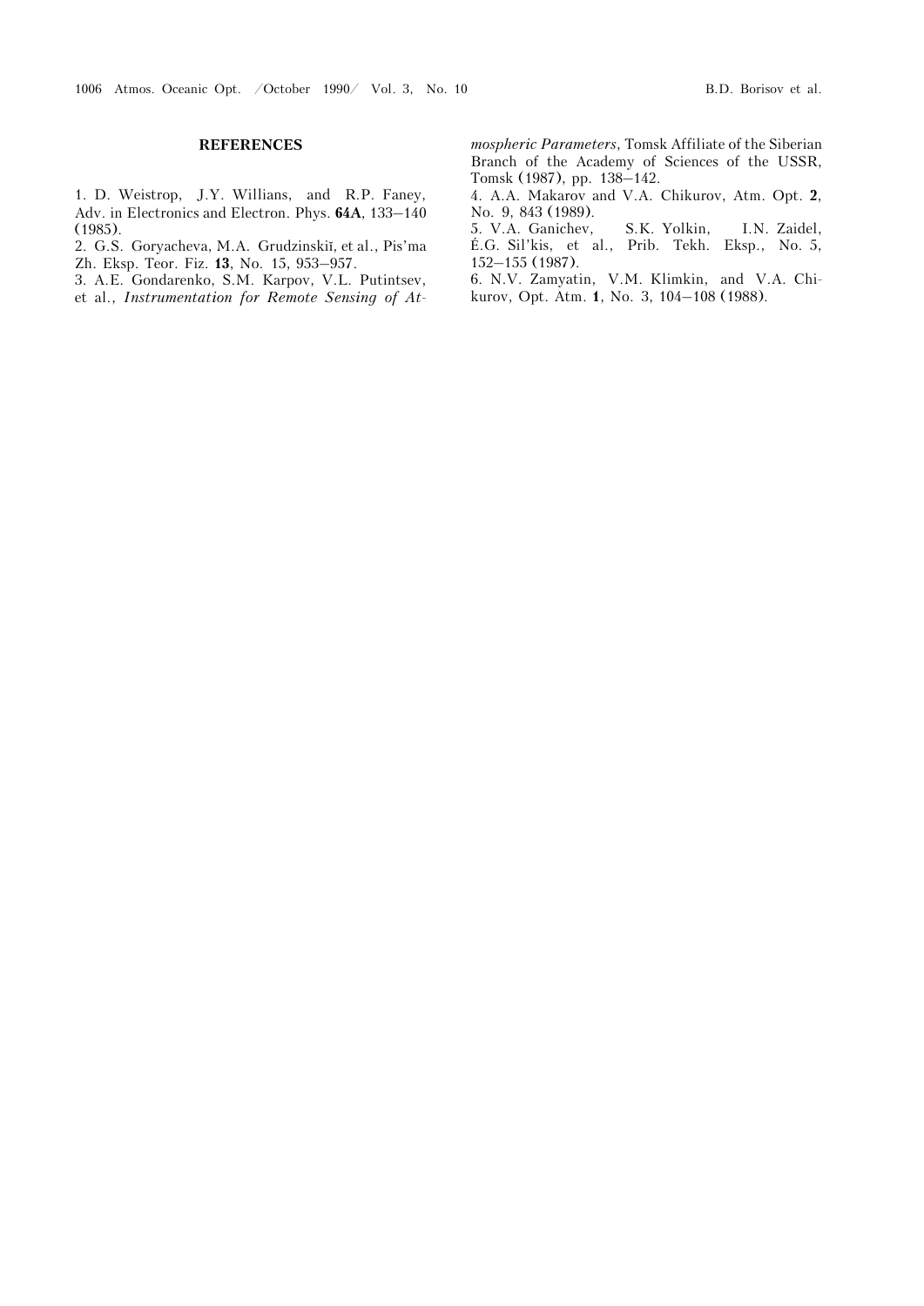## REFERENCES

1. D. Weistrop, J.Y. Willians, and R.P. Faney, Adv. in Electronics and Electron. Phys. **64A**, 133–140 (1985).
2. G.S. Goryacheva, M.A. Grudzinskiĭ, et al., Pis'ma Zh. Eksp. Teor. Fiz. **13**, No. 15, 953–957.
3. A.E. Gondarenko, S.M. Karpov, V.L. Putintsev, et al., *Instrumentation for Remote Sensing of Atmospheric Parameters*, Tomsk Affiliate of the Siberian Branch of the Academy of Sciences of the USSR, Tomsk (1987), pp. 138–142.
4. A.A. Makarov and V.A. Chikurov, Atm. Opt. **2**, No. 9, 843 (1989).
5. V.A. Ganichev, S.K. Yolkin, I.N. Zaidel, É.G. Sil'kis, et al., Prib. Tekh. Eksp., No. 5, 152–155 (1987).
6. N.V. Zamyatin, V.M. Klimkin, and V.A. Chikurov, Opt. Atm. **1**, No. 3, 104–108 (1988).